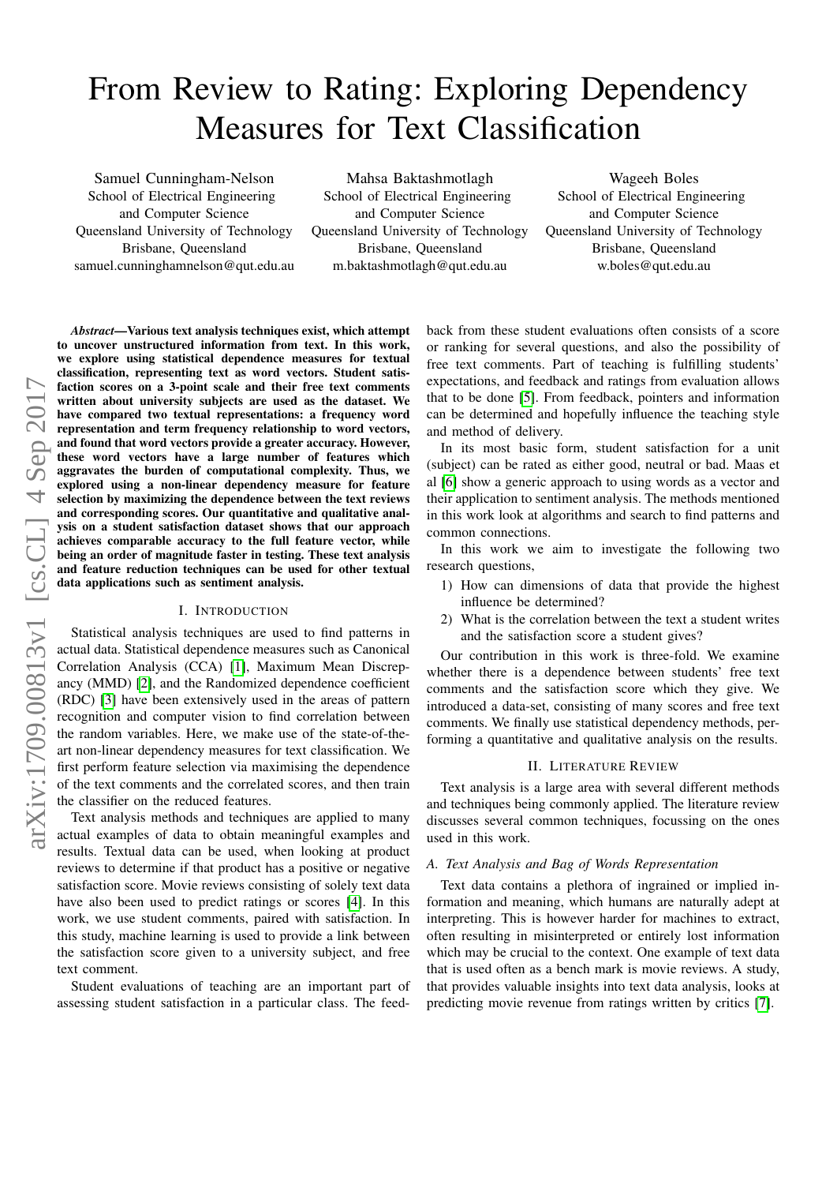# From Review to Rating: Exploring Dependency Measures for Text Classification

Samuel Cunningham-Nelson
School of Electrical Engineering
and Computer Science
Queensland University of Technology
Brisbane, Queensland
samuel.cunninghamnelson@qut.edu.au

Mahsa Baktashmotlagh
School of Electrical Engineering
and Computer Science
Queensland University of Technology
Brisbane, Queensland
m.baktashmotlagh@qut.edu.au

Wageeh Boles
School of Electrical Engineering
and Computer Science
Queensland University of Technology
Brisbane, Queensland
w.boles@qut.edu.au

***Abstract*—Various text analysis techniques exist, which attempt to uncover unstructured information from text. In this work, we explore using statistical dependence measures for textual classification, representing text as word vectors. Student satisfaction scores on a 3-point scale and their free text comments written about university subjects are used as the dataset. We have compared two textual representations: a frequency word representation and term frequency relationship to word vectors, and found that word vectors provide a greater accuracy. However, these word vectors have a large number of features which aggravates the burden of computational complexity. Thus, we explored using a non-linear dependency measure for feature selection by maximizing the dependence between the text reviews and corresponding scores. Our quantitative and qualitative analysis on a student satisfaction dataset shows that our approach achieves comparable accuracy to the full feature vector, while being an order of magnitude faster in testing. These text analysis and feature reduction techniques can be used for other textual data applications such as sentiment analysis.**

## I. Introduction

Statistical analysis techniques are used to find patterns in actual data. Statistical dependence measures such as Canonical Correlation Analysis (CCA) [1], Maximum Mean Discrepancy (MMD) [2], and the Randomized dependence coefficient (RDC) [3] have been extensively used in the areas of pattern recognition and computer vision to find correlation between the random variables. Here, we make use of the state-of-the-art non-linear dependency measures for text classification. We first perform feature selection via maximising the dependence of the text comments and the correlated scores, and then train the classifier on the reduced features.

Text analysis methods and techniques are applied to many actual examples of data to obtain meaningful examples and results. Textual data can be used, when looking at product reviews to determine if that product has a positive or negative satisfaction score. Movie reviews consisting of solely text data have also been used to predict ratings or scores [4]. In this work, we use student comments, paired with satisfaction. In this study, machine learning is used to provide a link between the satisfaction score given to a university subject, and free text comment.

Student evaluations of teaching are an important part of assessing student satisfaction in a particular class. The feedback from these student evaluations often consists of a score or ranking for several questions, and also the possibility of free text comments. Part of teaching is fulfilling students' expectations, and feedback and ratings from evaluation allows that to be done [5]. From feedback, pointers and information can be determined and hopefully influence the teaching style and method of delivery.

In its most basic form, student satisfaction for a unit (subject) can be rated as either good, neutral or bad. Maas et al [6] show a generic approach to using words as a vector and their application to sentiment analysis. The methods mentioned in this work look at algorithms and search to find patterns and common connections.

In this work we aim to investigate the following two research questions,

1) How can dimensions of data that provide the highest influence be determined?
2) What is the correlation between the text a student writes and the satisfaction score a student gives?

Our contribution in this work is three-fold. We examine whether there is a dependence between students' free text comments and the satisfaction score which they give. We introduced a data-set, consisting of many scores and free text comments. We finally use statistical dependency methods, performing a quantitative and qualitative analysis on the results.

## II. Literature Review

Text analysis is a large area with several different methods and techniques being commonly applied. The literature review discusses several common techniques, focussing on the ones used in this work.

### *A. Text Analysis and Bag of Words Representation*

Text data contains a plethora of ingrained or implied information and meaning, which humans are naturally adept at interpreting. This is however harder for machines to extract, often resulting in misinterpreted or entirely lost information which may be crucial to the context. One example of text data that is used often as a bench mark is movie reviews. A study, that provides valuable insights into text data analysis, looks at predicting movie revenue from ratings written by critics [7].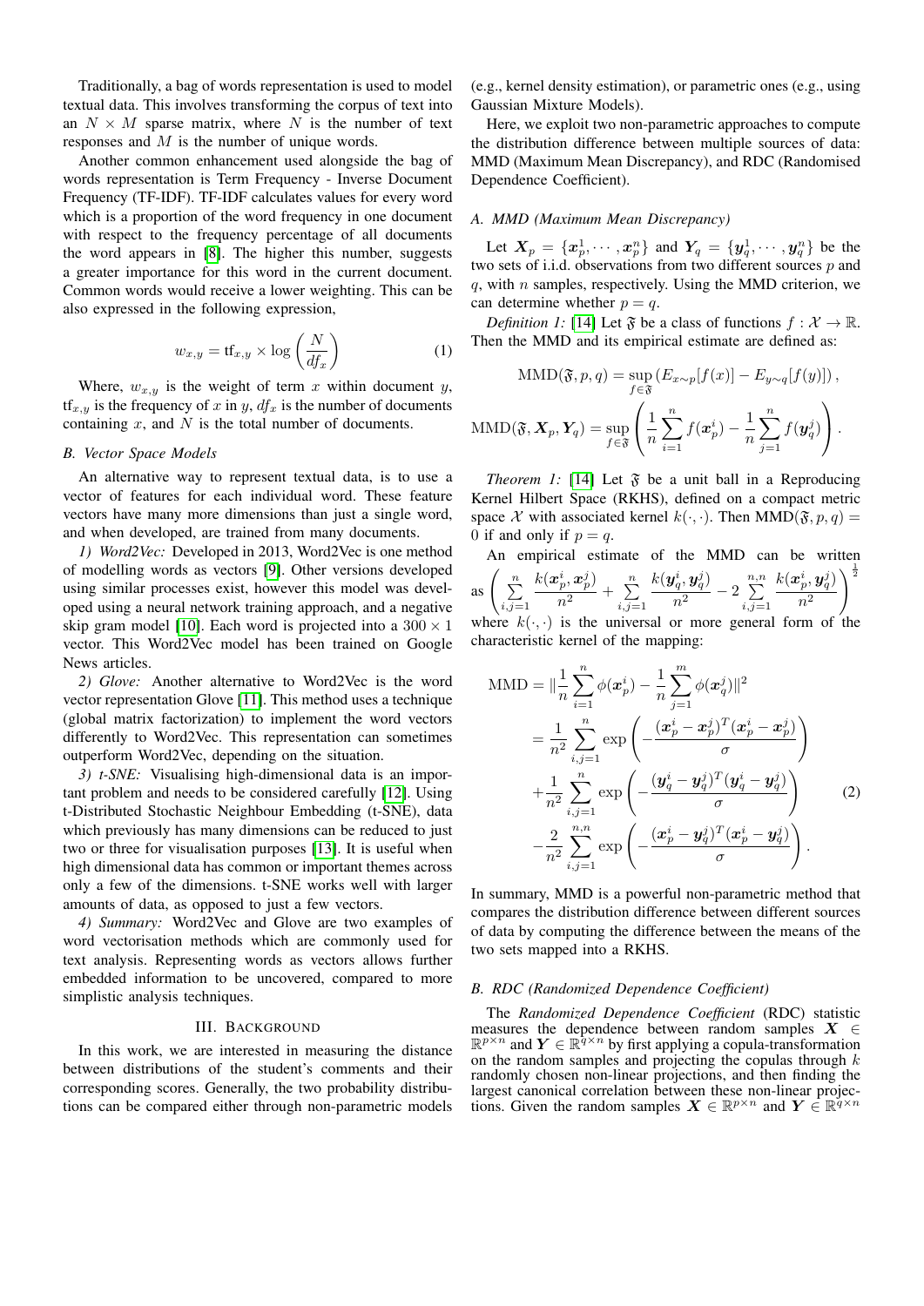Traditionally, a bag of words representation is used to model textual data. This involves transforming the corpus of text into an $N \times M$ sparse matrix, where $N$ is the number of text responses and $M$ is the number of unique words.

Another common enhancement used alongside the bag of words representation is Term Frequency - Inverse Document Frequency (TF-IDF). TF-IDF calculates values for every word which is a proportion of the word frequency in one document with respect to the frequency percentage of all documents the word appears in [8]. The higher this number, suggests a greater importance for this word in the current document. Common words would receive a lower weighting. This can be also expressed in the following expression,

$$w_{x,y} = \text{tf}_{x,y} \times \log\left(\frac{N}{df_x}\right) \tag{1}$$

Where, $w_{x,y}$ is the weight of term $x$ within document $y$, $\text{tf}_{x,y}$ is the frequency of $x$ in $y$, $df_x$ is the number of documents containing $x$, and $N$ is the total number of documents.

### B. Vector Space Models

An alternative way to represent textual data, is to use a vector of features for each individual word. These feature vectors have many more dimensions than just a single word, and when developed, are trained from many documents.

*1) Word2Vec:* Developed in 2013, Word2Vec is one method of modelling words as vectors [9]. Other versions developed using similar processes exist, however this model was developed using a neural network training approach, and a negative skip gram model [10]. Each word is projected into a $300 \times 1$ vector. This Word2Vec model has been trained on Google News articles.

*2) Glove:* Another alternative to Word2Vec is the word vector representation Glove [11]. This method uses a technique (global matrix factorization) to implement the word vectors differently to Word2Vec. This representation can sometimes outperform Word2Vec, depending on the situation.

*3) t-SNE:* Visualising high-dimensional data is an important problem and needs to be considered carefully [12]. Using t-Distributed Stochastic Neighbour Embedding (t-SNE), data which previously has many dimensions can be reduced to just two or three for visualisation purposes [13]. It is useful when high dimensional data has common or important themes across only a few of the dimensions. t-SNE works well with larger amounts of data, as opposed to just a few vectors.

*4) Summary:* Word2Vec and Glove are two examples of word vectorisation methods which are commonly used for text analysis. Representing words as vectors allows further embedded information to be uncovered, compared to more simplistic analysis techniques.

## III. Background

In this work, we are interested in measuring the distance between distributions of the student's comments and their corresponding scores. Generally, the two probability distributions can be compared either through non-parametric models (e.g., kernel density estimation), or parametric ones (e.g., using Gaussian Mixture Models).

Here, we exploit two non-parametric approaches to compute the distribution difference between multiple sources of data: MMD (Maximum Mean Discrepancy), and RDC (Randomised Dependence Coefficient).

### A. MMD (Maximum Mean Discrepancy)

Let $\boldsymbol{X}_p = \{\boldsymbol{x}_p^1, \cdots, \boldsymbol{x}_p^n\}$ and $\boldsymbol{Y}_q = \{\boldsymbol{y}_q^1, \cdots, \boldsymbol{y}_q^n\}$ be the two sets of i.i.d. observations from two different sources $p$ and $q$, with $n$ samples, respectively. Using the MMD criterion, we can determine whether $p = q$.

*Definition 1:* [14] Let $\mathfrak{F}$ be a class of functions $f : \mathcal{X} \to \mathbb{R}$. Then the MMD and its empirical estimate are defined as:

$$\text{MMD}(\mathfrak{F}, p, q) = \sup_{f \in \mathfrak{F}} \left(E_{x \sim p}[f(x)] - E_{y \sim q}[f(y)]\right),$$

$$\text{MMD}(\mathfrak{F}, \boldsymbol{X}_p, \boldsymbol{Y}_q) = \sup_{f \in \mathfrak{F}} \left(\frac{1}{n}\sum_{i=1}^{n} f(\boldsymbol{x}_p^i) - \frac{1}{n}\sum_{j=1}^{n} f(\boldsymbol{y}_q^j)\right).$$

*Theorem 1:* [14] Let $\mathfrak{F}$ be a unit ball in a Reproducing Kernel Hilbert Space (RKHS), defined on a compact metric space $\mathcal{X}$ with associated kernel $k(\cdot,\cdot)$. Then $\text{MMD}(\mathfrak{F}, p, q) = 0$ if and only if $p = q$.

An empirical estimate of the MMD can be written as $\left(\sum\limits_{i,j=1}^{n} \frac{k(\boldsymbol{x}_p^i, \boldsymbol{x}_p^j)}{n^2} + \sum\limits_{i,j=1}^{n} \frac{k(\boldsymbol{y}_q^i, \boldsymbol{y}_q^j)}{n^2} - 2\sum\limits_{i,j=1}^{n,n} \frac{k(\boldsymbol{x}_p^i, \boldsymbol{y}_q^j)}{n^2}\right)^{\frac{1}{2}}$ where $k(\cdot,\cdot)$ is the universal or more general form of the characteristic kernel of the mapping:

$$\begin{aligned}
\text{MMD} &= \|\frac{1}{n}\sum_{i=1}^{n}\phi(\boldsymbol{x}_p^i) - \frac{1}{n}\sum_{j=1}^{m}\phi(\boldsymbol{x}_q^j)\|^2 \\
&= \frac{1}{n^2}\sum_{i,j=1}^{n}\exp\left(-\frac{(\boldsymbol{x}_p^i - \boldsymbol{x}_p^j)^T(\boldsymbol{x}_p^i - \boldsymbol{x}_p^j)}{\sigma}\right) \\
&+ \frac{1}{n^2}\sum_{i,j=1}^{n}\exp\left(-\frac{(\boldsymbol{y}_q^i - \boldsymbol{y}_q^j)^T(\boldsymbol{y}_q^i - \boldsymbol{y}_q^j)}{\sigma}\right) \\
&- \frac{2}{n^2}\sum_{i,j=1}^{n,n}\exp\left(-\frac{(\boldsymbol{x}_p^i - \boldsymbol{y}_q^j)^T(\boldsymbol{x}_p^i - \boldsymbol{y}_q^j)}{\sigma}\right).
\end{aligned} \tag{2}$$

In summary, MMD is a powerful non-parametric method that compares the distribution difference between different sources of data by computing the difference between the means of the two sets mapped into a RKHS.

### B. RDC (Randomized Dependence Coefficient)

The *Randomized Dependence Coefficient* (RDC) statistic measures the dependence between random samples $\boldsymbol{X} \in \mathbb{R}^{p \times n}$ and $\boldsymbol{Y} \in \mathbb{R}^{q \times n}$ by first applying a copula-transformation on the random samples and projecting the copulas through $k$ randomly chosen non-linear projections, and then finding the largest canonical correlation between these non-linear projections. Given the random samples $\boldsymbol{X} \in \mathbb{R}^{p \times n}$ and $\boldsymbol{Y} \in \mathbb{R}^{q \times n}$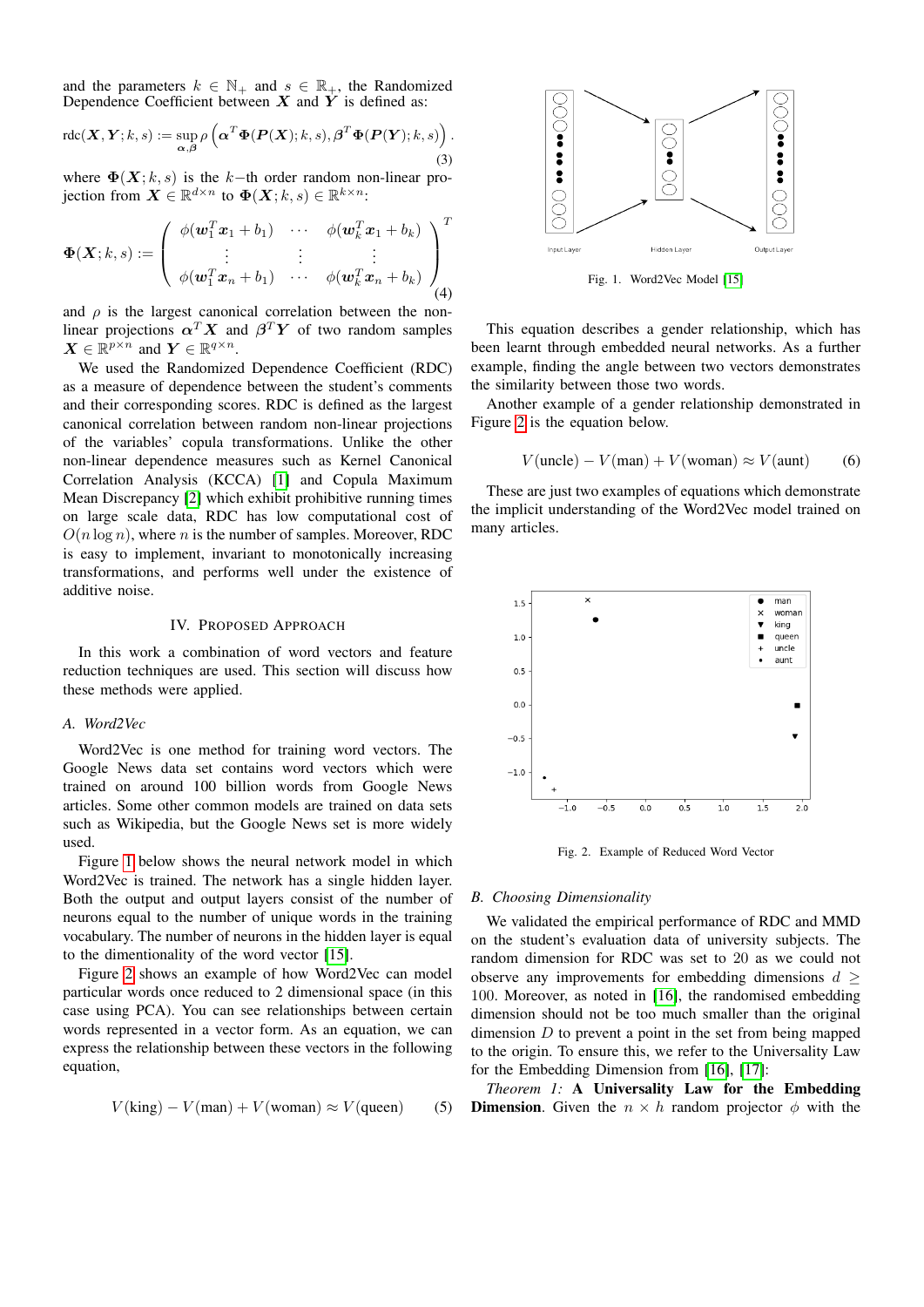and the parameters $k \in \mathbb{N}_+$ and $s \in \mathbb{R}_+$, the Randomized Dependence Coefficient between $\boldsymbol{X}$ and $\boldsymbol{Y}$ is defined as:

$$\text{rdc}(\boldsymbol{X}, \boldsymbol{Y}; k, s) := \sup_{\boldsymbol{\alpha}, \boldsymbol{\beta}} \rho \left( \boldsymbol{\alpha}^T \boldsymbol{\Phi}(\boldsymbol{P}(\boldsymbol{X}); k, s), \boldsymbol{\beta}^T \boldsymbol{\Phi}(\boldsymbol{P}(\boldsymbol{Y}); k, s) \right). \tag{3}$$

where $\boldsymbol{\Phi}(\boldsymbol{X}; k, s)$ is the $k-$th order random non-linear projection from $\boldsymbol{X} \in \mathbb{R}^{d \times n}$ to $\boldsymbol{\Phi}(\boldsymbol{X}; k, s) \in \mathbb{R}^{k \times n}$:

$$\boldsymbol{\Phi}(\boldsymbol{X}; k, s) := \begin{pmatrix} \phi(\boldsymbol{w}_1^T \boldsymbol{x}_1 + b_1) & \cdots & \phi(\boldsymbol{w}_k^T \boldsymbol{x}_1 + b_k) \\ \vdots & \vdots & \vdots \\ \phi(\boldsymbol{w}_1^T \boldsymbol{x}_n + b_1) & \cdots & \phi(\boldsymbol{w}_k^T \boldsymbol{x}_n + b_k) \end{pmatrix}^T \tag{4}$$

and $\rho$ is the largest canonical correlation between the non-linear projections $\boldsymbol{\alpha}^T \boldsymbol{X}$ and $\boldsymbol{\beta}^T \boldsymbol{Y}$ of two random samples $\boldsymbol{X} \in \mathbb{R}^{p \times n}$ and $\boldsymbol{Y} \in \mathbb{R}^{q \times n}$.

We used the Randomized Dependence Coefficient (RDC) as a measure of dependence between the student's comments and their corresponding scores. RDC is defined as the largest canonical correlation between random non-linear projections of the variables' copula transformations. Unlike the other non-linear dependence measures such as Kernel Canonical Correlation Analysis (KCCA) [1] and Copula Maximum Mean Discrepancy [2] which exhibit prohibitive running times on large scale data, RDC has low computational cost of $O(n \log n)$, where $n$ is the number of samples. Moreover, RDC is easy to implement, invariant to monotonically increasing transformations, and performs well under the existence of additive noise.

## IV. Proposed Approach

In this work a combination of word vectors and feature reduction techniques are used. This section will discuss how these methods were applied.

### A. Word2Vec

Word2Vec is one method for training word vectors. The Google News data set contains word vectors which were trained on around 100 billion words from Google News articles. Some other common models are trained on data sets such as Wikipedia, but the Google News set is more widely used.

Figure 1 below shows the neural network model in which Word2Vec is trained. The network has a single hidden layer. Both the output and output layers consist of the number of neurons equal to the number of unique words in the training vocabulary. The number of neurons in the hidden layer is equal to the dimentionality of the word vector [15].

Figure 2 shows an example of how Word2Vec can model particular words once reduced to 2 dimensional space (in this case using PCA). You can see relationships between certain words represented in a vector form. As an equation, we can express the relationship between these vectors in the following equation,

$$V(\text{king}) - V(\text{man}) + V(\text{woman}) \approx V(\text{queen}) \tag{5}$$

Fig. 1. Word2Vec Model [15]

This equation describes a gender relationship, which has been learnt through embedded neural networks. As a further example, finding the angle between two vectors demonstrates the similarity between those two words.

Another example of a gender relationship demonstrated in Figure 2 is the equation below.

$$V(\text{uncle}) - V(\text{man}) + V(\text{woman}) \approx V(\text{aunt}) \tag{6}$$

These are just two examples of equations which demonstrate the implicit understanding of the Word2Vec model trained on many articles.

Fig. 2. Example of Reduced Word Vector

### B. Choosing Dimensionality

We validated the empirical performance of RDC and MMD on the student's evaluation data of university subjects. The random dimension for RDC was set to 20 as we could not observe any improvements for embedding dimensions $d \geq 100$. Moreover, as noted in [16], the randomised embedding dimension should not be too much smaller than the original dimension $D$ to prevent a point in the set from being mapped to the origin. To ensure this, we refer to the Universality Law for the Embedding Dimension from [16], [17]:

*Theorem 1:* **A Universality Law for the Embedding Dimension**. Given the $n \times h$ random projector $\phi$ with the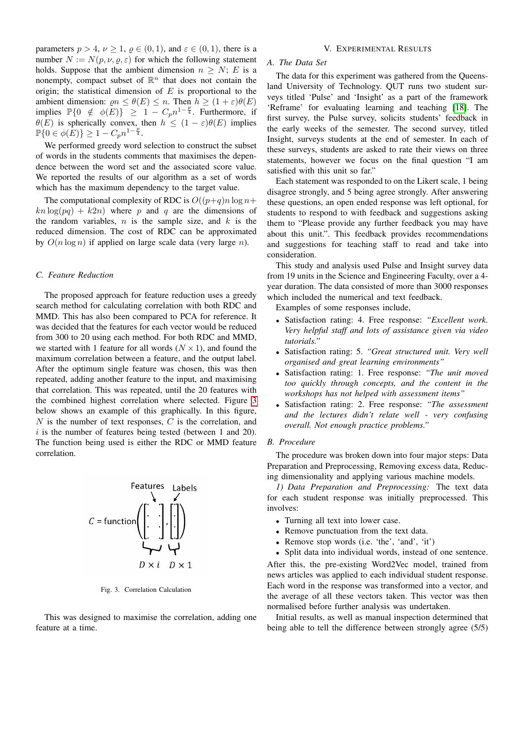parameters $p > 4$, $\nu \geq 1$, $\varrho \in (0, 1)$, and $\varepsilon \in (0, 1)$, there is a number $N := N(p, \nu, \varrho, \varepsilon)$ for which the following statement holds. Suppose that the ambient dimension $n \geq N$; $E$ is a nonempty, compact subset of $\mathbb{R}^n$ that does not contain the origin; the statistical dimension of $E$ is proportional to the ambient dimension: $\varrho n \leq \theta(E) \leq n$. Then $h \geq (1 + \varepsilon)\theta(E)$ implies $\mathbb{P}\{0 \notin \phi(E)\} \geq 1 - C_p n^{1-\frac{p}{4}}$. Furthermore, if $\theta(E)$ is spherically convex, then $h \leq (1 - \varepsilon)\theta(E)$ implies $\mathbb{P}\{0 \in \phi(E)\} \geq 1 - C_p n^{1-\frac{p}{4}}$.

We performed greedy word selection to construct the subset of words in the students comments that maximises the dependence between the word set and the associated score value. We reported the results of our algorithm as a set of words which has the maximum dependency to the target value.

The computational complexity of RDC is $O((p+q)n \log n + kn \log(pq) + k2n)$ where $p$ and $q$ are the dimensions of the random variables, $n$ is the sample size, and $k$ is the reduced dimension. The cost of RDC can be approximated by $O(n \log n)$ if applied on large scale data (very large $n$).

### C. Feature Reduction

The proposed approach for feature reduction uses a greedy search method for calculating correlation with both RDC and MMD. This has also been compared to PCA for reference. It was decided that the features for each vector would be reduced from 300 to 20 using each method. For both RDC and MMD, we started with 1 feature for all words ($N \times 1$), and found the maximum correlation between a feature, and the output label. After the optimum single feature was chosen, this was then repeated, adding another feature to the input, and maximising that correlation. This was repeated, until the 20 features with the combined highest correlation where selected. Figure 3 below shows an example of this graphically. In this figure, $N$ is the number of text responses, $C$ is the correlation, and $i$ is the number of features being tested (between 1 and 20). The function being used is either the RDC or MMD feature correlation.

Fig. 3. Correlation Calculation

This was designed to maximise the correlation, adding one feature at a time.

## V. Experimental Results

### A. The Data Set

The data for this experiment was gathered from the Queensland University of Technology. QUT runs two student surveys titled 'Pulse' and 'Insight' as a part of the framework 'Reframe' for evaluating learning and teaching [18]. The first survey, the Pulse survey, solicits students' feedback in the early weeks of the semester. The second survey, titled Insight, surveys students at the end of semester. In each of these surveys, students are asked to rate their views on three statements, however we focus on the final question "I am satisfied with this unit so far."

Each statement was responded to on the Likert scale, 1 being disagree strongly, and 5 being agree strongly. After answering these questions, an open ended response was left optional, for students to respond to with feedback and suggestions asking them to "Please provide any further feedback you may have about this unit.". This feedback provides recommendations and suggestions for teaching staff to read and take into consideration.

This study and analysis used Pulse and Insight survey data from 19 units in the Science and Engineering Faculty, over a 4-year duration. The data consisted of more than 3000 responses which included the numerical and text feedback.

Examples of some responses include,

- Satisfaction rating: 4. Free response: *"Excellent work. Very helpful staff and lots of assistance given via video tutorials."*
- Satisfaction rating: 5. *"Great structured unit. Very well organised and great learning environments"*
- Satisfaction rating: 1. Free response: *"The unit moved too quickly through concepts, and the content in the workshops has not helped with assessment items"*
- Satisfaction rating: 2. Free response: *"The assessment and the lectures didn't relate well - very confusing overall. Not enough practice problems."*

### B. Procedure

The procedure was broken down into four major steps: Data Preparation and Preprocessing, Removing excess data, Reducing dimensionality and applying various machine models.

*1) Data Preparation and Preprocessing:* The text data for each student response was initially preprocessed. This involves:

- Turning all text into lower case.
- Remove punctuation from the text data.
- Remove stop words (i.e. 'the', 'and', 'it')
- Split data into individual words, instead of one sentence.

After this, the pre-existing Word2Vec model, trained from news articles was applied to each individual student response. Each word in the response was transformed into a vector, and the average of all these vectors taken. This vector was then normalised before further analysis was undertaken.

Initial results, as well as manual inspection determined that being able to tell the difference between strongly agree (5/5)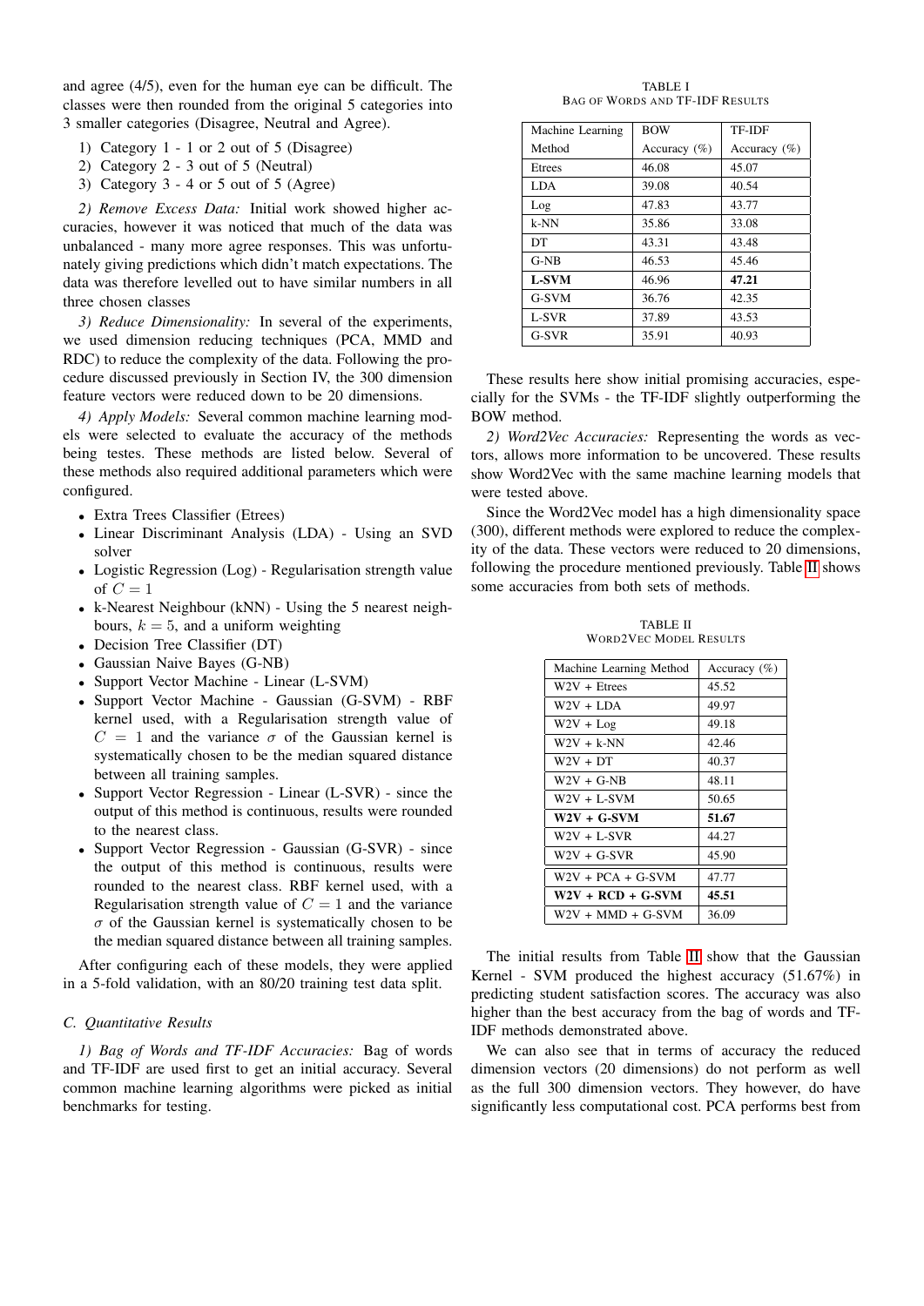and agree (4/5), even for the human eye can be difficult. The classes were then rounded from the original 5 categories into 3 smaller categories (Disagree, Neutral and Agree).

1) Category 1 - 1 or 2 out of 5 (Disagree)
2) Category 2 - 3 out of 5 (Neutral)
3) Category 3 - 4 or 5 out of 5 (Agree)

*2) Remove Excess Data:* Initial work showed higher accuracies, however it was noticed that much of the data was unbalanced - many more agree responses. This was unfortunately giving predictions which didn't match expectations. The data was therefore levelled out to have similar numbers in all three chosen classes

*3) Reduce Dimensionality:* In several of the experiments, we used dimension reducing techniques (PCA, MMD and RDC) to reduce the complexity of the data. Following the procedure discussed previously in Section IV, the 300 dimension feature vectors were reduced down to be 20 dimensions.

*4) Apply Models:* Several common machine learning models were selected to evaluate the accuracy of the methods being testes. These methods are listed below. Several of these methods also required additional parameters which were configured.

- Extra Trees Classifier (Etrees)
- Linear Discriminant Analysis (LDA) - Using an SVD solver
- Logistic Regression (Log) - Regularisation strength value of $C = 1$
- k-Nearest Neighbour (kNN) - Using the 5 nearest neighbours, $k = 5$, and a uniform weighting
- Decision Tree Classifier (DT)
- Gaussian Naive Bayes (G-NB)
- Support Vector Machine - Linear (L-SVM)
- Support Vector Machine - Gaussian (G-SVM) - RBF kernel used, with a Regularisation strength value of $C = 1$ and the variance $\sigma$ of the Gaussian kernel is systematically chosen to be the median squared distance between all training samples.
- Support Vector Regression - Linear (L-SVR) - since the output of this method is continuous, results were rounded to the nearest class.
- Support Vector Regression - Gaussian (G-SVR) - since the output of this method is continuous, results were rounded to the nearest class. RBF kernel used, with a Regularisation strength value of $C = 1$ and the variance $\sigma$ of the Gaussian kernel is systematically chosen to be the median squared distance between all training samples.

After configuring each of these models, they were applied in a 5-fold validation, with an 80/20 training test data split.

### C. Quantitative Results

*1) Bag of Words and TF-IDF Accuracies:* Bag of words and TF-IDF are used first to get an initial accuracy. Several common machine learning algorithms were picked as initial benchmarks for testing.

TABLE I
BAG OF WORDS AND TF-IDF RESULTS

| Machine Learning Method | BOW Accuracy (%) | TF-IDF Accuracy (%) |
|---|---|---|
| Etrees | 46.08 | 45.07 |
| LDA | 39.08 | 40.54 |
| Log | 47.83 | 43.77 |
| k-NN | 35.86 | 33.08 |
| DT | 43.31 | 43.48 |
| G-NB | 46.53 | 45.46 |
| **L-SVM** | 46.96 | **47.21** |
| G-SVM | 36.76 | 42.35 |
| L-SVR | 37.89 | 43.53 |
| G-SVR | 35.91 | 40.93 |

These results here show initial promising accuracies, especially for the SVMs - the TF-IDF slightly outperforming the BOW method.

*2) Word2Vec Accuracies:* Representing the words as vectors, allows more information to be uncovered. These results show Word2Vec with the same machine learning models that were tested above.

Since the Word2Vec model has a high dimensionality space (300), different methods were explored to reduce the complexity of the data. These vectors were reduced to 20 dimensions, following the procedure mentioned previously. Table II shows some accuracies from both sets of methods.

TABLE II
WORD2VEC MODEL RESULTS

| Machine Learning Method | Accuracy (%) |
|---|---|
| W2V + Etrees | 45.52 |
| W2V + LDA | 49.97 |
| W2V + Log | 49.18 |
| W2V + k-NN | 42.46 |
| W2V + DT | 40.37 |
| W2V + G-NB | 48.11 |
| W2V + L-SVM | 50.65 |
| **W2V + G-SVM** | **51.67** |
| W2V + L-SVR | 44.27 |
| W2V + G-SVR | 45.90 |
| W2V + PCA + G-SVM | 47.77 |
| **W2V + RCD + G-SVM** | **45.51** |
| W2V + MMD + G-SVM | 36.09 |

The initial results from Table II show that the Gaussian Kernel - SVM produced the highest accuracy (51.67%) in predicting student satisfaction scores. The accuracy was also higher than the best accuracy from the bag of words and TF-IDF methods demonstrated above.

We can also see that in terms of accuracy the reduced dimension vectors (20 dimensions) do not perform as well as the full 300 dimension vectors. They however, do have significantly less computational cost. PCA performs best from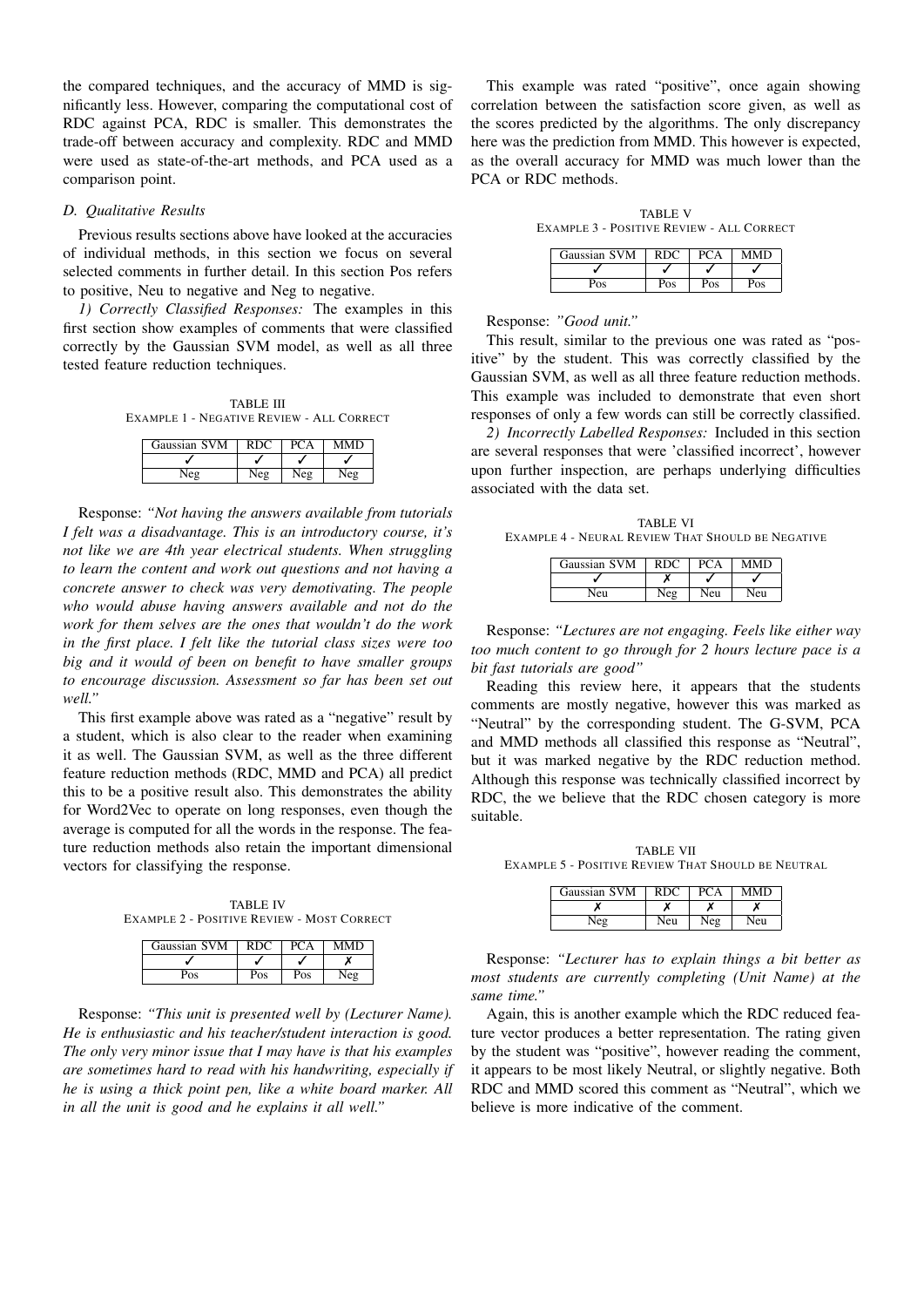the compared techniques, and the accuracy of MMD is significantly less. However, comparing the computational cost of RDC against PCA, RDC is smaller. This demonstrates the trade-off between accuracy and complexity. RDC and MMD were used as state-of-the-art methods, and PCA used as a comparison point.

### D. Qualitative Results

Previous results sections above have looked at the accuracies of individual methods, in this section we focus on several selected comments in further detail. In this section Pos refers to positive, Neu to negative and Neg to negative.

*1) Correctly Classified Responses:* The examples in this first section show examples of comments that were classified correctly by the Gaussian SVM model, as well as all three tested feature reduction techniques.

TABLE III
EXAMPLE 1 - NEGATIVE REVIEW - ALL CORRECT

| Gaussian SVM | RDC | PCA | MMD |
|---|---|---|---|
| ✓ | ✓ | ✓ | ✓ |
| Neg | Neg | Neg | Neg |

Response: *"Not having the answers available from tutorials I felt was a disadvantage. This is an introductory course, it's not like we are 4th year electrical students. When struggling to learn the content and work out questions and not having a concrete answer to check was very demotivating. The people who would abuse having answers available and not do the work for them selves are the ones that wouldn't do the work in the first place. I felt like the tutorial class sizes were too big and it would of been on benefit to have smaller groups to encourage discussion. Assessment so far has been set out well."*

This first example above was rated as a "negative" result by a student, which is also clear to the reader when examining it as well. The Gaussian SVM, as well as the three different feature reduction methods (RDC, MMD and PCA) all predict this to be a positive result also. This demonstrates the ability for Word2Vec to operate on long responses, even though the average is computed for all the words in the response. The feature reduction methods also retain the important dimensional vectors for classifying the response.

TABLE IV
EXAMPLE 2 - POSITIVE REVIEW - MOST CORRECT

| Gaussian SVM | RDC | PCA | MMD |
|---|---|---|---|
| ✓ | ✓ | ✓ | ✗ |
| Pos | Pos | Pos | Neg |

Response: *"This unit is presented well by (Lecturer Name). He is enthusiastic and his teacher/student interaction is good. The only very minor issue that I may have is that his examples are sometimes hard to read with his handwriting, especially if he is using a thick point pen, like a white board marker. All in all the unit is good and he explains it all well."*

This example was rated "positive", once again showing correlation between the satisfaction score given, as well as the scores predicted by the algorithms. The only discrepancy here was the prediction from MMD. This however is expected, as the overall accuracy for MMD was much lower than the PCA or RDC methods.

TABLE V
EXAMPLE 3 - POSITIVE REVIEW - ALL CORRECT

| Gaussian SVM | RDC | PCA | MMD |
|---|---|---|---|
| ✓ | ✓ | ✓ | ✓ |
| Pos | Pos | Pos | Pos |

Response: *"Good unit."*

This result, similar to the previous one was rated as "positive" by the student. This was correctly classified by the Gaussian SVM, as well as all three feature reduction methods. This example was included to demonstrate that even short responses of only a few words can still be correctly classified.

*2) Incorrectly Labelled Responses:* Included in this section are several responses that were 'classified incorrect', however upon further inspection, are perhaps underlying difficulties associated with the data set.

TABLE VI
EXAMPLE 4 - NEURAL REVIEW THAT SHOULD BE NEGATIVE

| Gaussian SVM | RDC | PCA | MMD |
|---|---|---|---|
| ✓ | ✗ | ✓ | ✓ |
| Neu | Neg | Neu | Neu |

Response: *"Lectures are not engaging. Feels like either way too much content to go through for 2 hours lecture pace is a bit fast tutorials are good"*

Reading this review here, it appears that the students comments are mostly negative, however this was marked as "Neutral" by the corresponding student. The G-SVM, PCA and MMD methods all classified this response as "Neutral", but it was marked negative by the RDC reduction method. Although this response was technically classified incorrect by RDC, the we believe that the RDC chosen category is more suitable.

TABLE VII
EXAMPLE 5 - POSITIVE REVIEW THAT SHOULD BE NEUTRAL

| Gaussian SVM | RDC | PCA | MMD |
|---|---|---|---|
| ✗ | ✗ | ✗ | ✗ |
| Neg | Neu | Neg | Neu |

Response: *"Lecturer has to explain things a bit better as most students are currently completing (Unit Name) at the same time."*

Again, this is another example which the RDC reduced feature vector produces a better representation. The rating given by the student was "positive", however reading the comment, it appears to be most likely Neutral, or slightly negative. Both RDC and MMD scored this comment as "Neutral", which we believe is more indicative of the comment.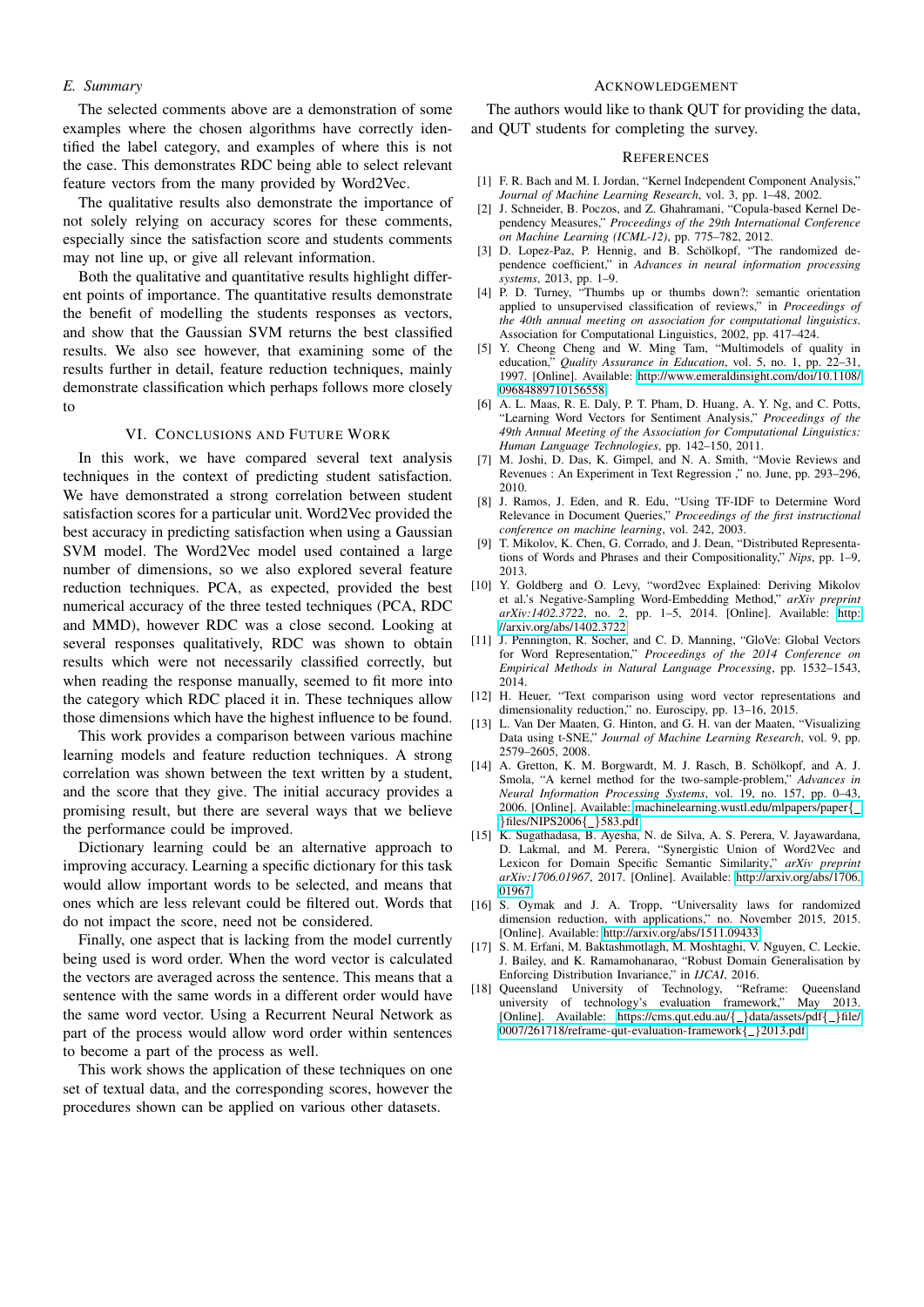### E. Summary

The selected comments above are a demonstration of some examples where the chosen algorithms have correctly identified the label category, and examples of where this is not the case. This demonstrates RDC being able to select relevant feature vectors from the many provided by Word2Vec.

The qualitative results also demonstrate the importance of not solely relying on accuracy scores for these comments, especially since the satisfaction score and students comments may not line up, or give all relevant information.

Both the qualitative and quantitative results highlight different points of importance. The quantitative results demonstrate the benefit of modelling the students responses as vectors, and show that the Gaussian SVM returns the best classified results. We also see however, that examining some of the results further in detail, feature reduction techniques, mainly demonstrate classification which perhaps follows more closely to

## VI. Conclusions and Future Work

In this work, we have compared several text analysis techniques in the context of predicting student satisfaction. We have demonstrated a strong correlation between student satisfaction scores for a particular unit. Word2Vec provided the best accuracy in predicting satisfaction when using a Gaussian SVM model. The Word2Vec model used contained a large number of dimensions, so we also explored several feature reduction techniques. PCA, as expected, provided the best numerical accuracy of the three tested techniques (PCA, RDC and MMD), however RDC was a close second. Looking at several responses qualitatively, RDC was shown to obtain results which were not necessarily classified correctly, but when reading the response manually, seemed to fit more into the category which RDC placed it in. These techniques allow those dimensions which have the highest influence to be found.

This work provides a comparison between various machine learning models and feature reduction techniques. A strong correlation was shown between the text written by a student, and the score that they give. The initial accuracy provides a promising result, but there are several ways that we believe the performance could be improved.

Dictionary learning could be an alternative approach to improving accuracy. Learning a specific dictionary for this task would allow important words to be selected, and means that ones which are less relevant could be filtered out. Words that do not impact the score, need not be considered.

Finally, one aspect that is lacking from the model currently being used is word order. When the word vector is calculated the vectors are averaged across the sentence. This means that a sentence with the same words in a different order would have the same word vector. Using a Recurrent Neural Network as part of the process would allow word order within sentences to become a part of the process as well.

This work shows the application of these techniques on one set of textual data, and the corresponding scores, however the procedures shown can be applied on various other datasets.

## Acknowledgement

The authors would like to thank QUT for providing the data, and QUT students for completing the survey.

## References

[1] F. R. Bach and M. I. Jordan, "Kernel Independent Component Analysis," *Journal of Machine Learning Research*, vol. 3, pp. 1–48, 2002.

[2] J. Schneider, B. Poczos, and Z. Ghahramani, "Copula-based Kernel Dependency Measures," *Proceedings of the 29th International Conference on Machine Learning (ICML-12)*, pp. 775–782, 2012.

[3] D. Lopez-Paz, P. Hennig, and B. Schölkopf, "The randomized dependence coefficient," in *Advances in neural information processing systems*, 2013, pp. 1–9.

[4] P. D. Turney, "Thumbs up or thumbs down?: semantic orientation applied to unsupervised classification of reviews," in *Proceedings of the 40th annual meeting on association for computational linguistics*. Association for Computational Linguistics, 2002, pp. 417–424.

[5] Y. Cheong Cheng and W. Ming Tam, "Multimodels of quality in education," *Quality Assurance in Education*, vol. 5, no. 1, pp. 22–31, 1997. [Online]. Available: http://www.emeraldinsight.com/doi/10.1108/09684889710156558

[6] A. L. Maas, R. E. Daly, P. T. Pham, D. Huang, A. Y. Ng, and C. Potts, "Learning Word Vectors for Sentiment Analysis," *Proceedings of the 49th Annual Meeting of the Association for Computational Linguistics: Human Language Technologies*, pp. 142–150, 2011.

[7] M. Joshi, D. Das, K. Gimpel, and N. A. Smith, "Movie Reviews and Revenues : An Experiment in Text Regression ," no. June, pp. 293–296, 2010.

[8] J. Ramos, J. Eden, and R. Edu, "Using TF-IDF to Determine Word Relevance in Document Queries," *Proceedings of the first instructional conference on machine learning*, vol. 242, 2003.

[9] T. Mikolov, K. Chen, G. Corrado, and J. Dean, "Distributed Representations of Words and Phrases and their Compositionality," *Nips*, pp. 1–9, 2013.

[10] Y. Goldberg and O. Levy, "word2vec Explained: Deriving Mikolov et al.'s Negative-Sampling Word-Embedding Method," *arXiv preprint arXiv:1402.3722*, no. 2, pp. 1–5, 2014. [Online]. Available: http://arxiv.org/abs/1402.3722

[11] J. Pennington, R. Socher, and C. D. Manning, "GloVe: Global Vectors for Word Representation," *Proceedings of the 2014 Conference on Empirical Methods in Natural Language Processing*, pp. 1532–1543, 2014.

[12] H. Heuer, "Text comparison using word vector representations and dimensionality reduction," no. Euroscipy, pp. 13–16, 2015.

[13] L. Van Der Maaten, G. Hinton, and G. H. van der Maaten, "Visualizing Data using t-SNE," *Journal of Machine Learning Research*, vol. 9, pp. 2579–2605, 2008.

[14] A. Gretton, K. M. Borgwardt, M. J. Rasch, B. Schölkopf, and A. J. Smola, "A kernel method for the two-sample-problem," *Advances in Neural Information Processing Systems*, vol. 19, no. 157, pp. 0–43, 2006. [Online]. Available: machinelearning.wustl.edu/mlpapers/paper{_}files/NIPS2006{_}583.pdf

[15] K. Sugathadasa, B. Ayesha, N. de Silva, A. S. Perera, V. Jayawardana, D. Lakmal, and M. Perera, "Synergistic Union of Word2Vec and Lexicon for Domain Specific Semantic Similarity," *arXiv preprint arXiv:1706.01967*, 2017. [Online]. Available: http://arxiv.org/abs/1706.01967

[16] S. Oymak and J. A. Tropp, "Universality laws for randomized dimension reduction, with applications," no. November 2015, 2015. [Online]. Available: http://arxiv.org/abs/1511.09433

[17] S. M. Erfani, M. Baktashmotlagh, M. Moshtaghi, V. Nguyen, C. Leckie, J. Bailey, and K. Ramamohanarao, "Robust Domain Generalisation by Enforcing Distribution Invariance," in *IJCAI*, 2016.

[18] Queensland University of Technology, "Reframe: Queensland university of technology's evaluation framework," May 2013. [Online]. Available: https://cms.qut.edu.au/{_}data/assets/pdf{_}file/0007/261718/reframe-qut-evaluation-framework{_}2013.pdf